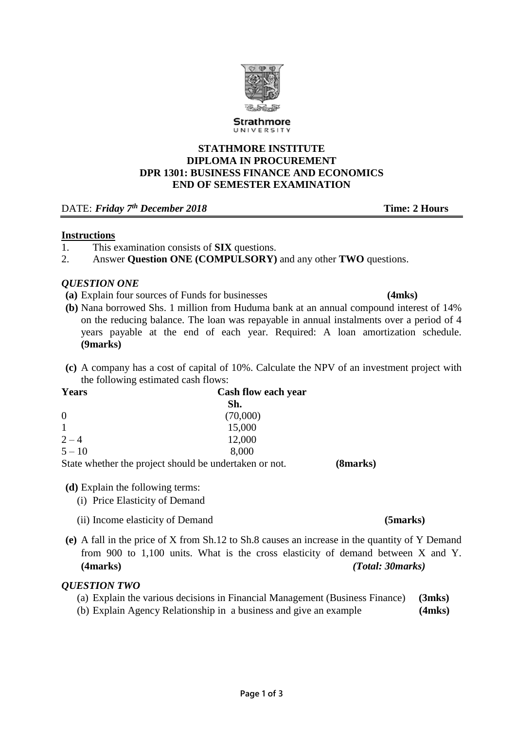**STATHMORE INSTITUTE**
**DIPLOMA IN PROCUREMENT**
**DPR 1301: BUSINESS FINANCE AND ECONOMICS**
**END OF SEMESTER EXAMINATION**

DATE: ***Friday 7th December 2018*** **Time: 2 Hours**

**Instructions**

1. This examination consists of **SIX** questions.
2. Answer **Question ONE (COMPULSORY)** and any other **TWO** questions.

### *QUESTION ONE*

**(a)** Explain four sources of Funds for businesses **(4mks)**

**(b)** Nana borrowed Shs. 1 million from Huduma bank at an annual compound interest of 14% on the reducing balance. The loan was repayable in annual instalments over a period of 4 years payable at the end of each year. Required: A loan amortization schedule. **(9marks)**

**(c)** A company has a cost of capital of 10%. Calculate the NPV of an investment project with the following estimated cash flows:

| Years | Cash flow each year Sh. |
|---|---|
| 0 | (70,000) |
| 1 | 15,000 |
| 2 – 4 | 12,000 |
| 5 – 10 | 8,000 |

State whether the project should be undertaken or not. **(8marks)**

**(d)** Explain the following terms:

(i) Price Elasticity of Demand

(ii) Income elasticity of Demand **(5marks)**

**(e)** A fall in the price of X from Sh.12 to Sh.8 causes an increase in the quantity of Y Demand from 900 to 1,100 units. What is the cross elasticity of demand between X and Y. **(4marks)** ***(Total: 30marks)***

### *QUESTION TWO*

(a) Explain the various decisions in Financial Management (Business Finance) **(3mks)**

(b) Explain Agency Relationship in a business and give an example **(4mks)**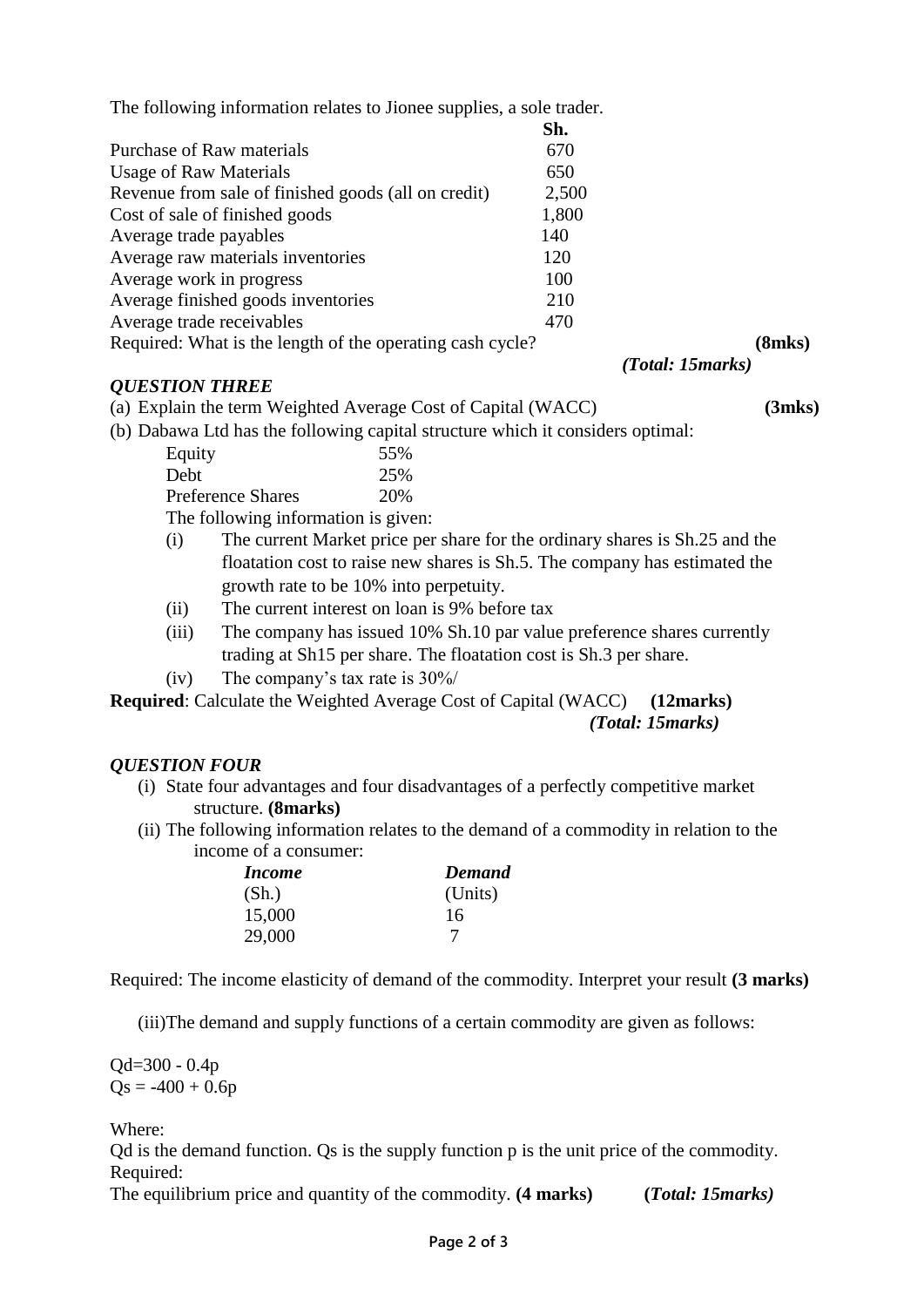The following information relates to Jionee supplies, a sole trader.

| | Sh. |
|---|---|
| Purchase of Raw materials | 670 |
| Usage of Raw Materials | 650 |
| Revenue from sale of finished goods (all on credit) | 2,500 |
| Cost of sale of finished goods | 1,800 |
| Average trade payables | 140 |
| Average raw materials inventories | 120 |
| Average work in progress | 100 |
| Average finished goods inventories | 210 |
| Average trade receivables | 470 |

Required: What is the length of the operating cash cycle? **(8mks)**

***(Total: 15marks)***

### *QUESTION THREE*

(a) Explain the term Weighted Average Cost of Capital (WACC) **(3mks)**

(b) Dabawa Ltd has the following capital structure which it considers optimal:

| | |
|---|---|
| Equity | 55% |
| Debt | 25% |
| Preference Shares | 20% |

The following information is given:

(i) The current Market price per share for the ordinary shares is Sh.25 and the floatation cost to raise new shares is Sh.5. The company has estimated the growth rate to be 10% into perpetuity.

(ii) The current interest on loan is 9% before tax

(iii) The company has issued 10% Sh.10 par value preference shares currently trading at Sh15 per share. The floatation cost is Sh.3 per share.

(iv) The company's tax rate is 30%/

**Required**: Calculate the Weighted Average Cost of Capital (WACC) **(12marks)**

***(Total: 15marks)***

### *QUESTION FOUR*

(i) State four advantages and four disadvantages of a perfectly competitive market structure. **(8marks)**

(ii) The following information relates to the demand of a commodity in relation to the income of a consumer:

| *Income* | *Demand* |
|---|---|
| (Sh.) | (Units) |
| 15,000 | 16 |
| 29,000 | 7 |

Required: The income elasticity of demand of the commodity. Interpret your result **(3 marks)**

(iii)The demand and supply functions of a certain commodity are given as follows:

$Qd=300 - 0.4p$

$Qs = -400 + 0.6p$

Where:

Qd is the demand function. Qs is the supply function p is the unit price of the commodity.

Required:

The equilibrium price and quantity of the commodity. **(4 marks)** **(*Total: 15marks)***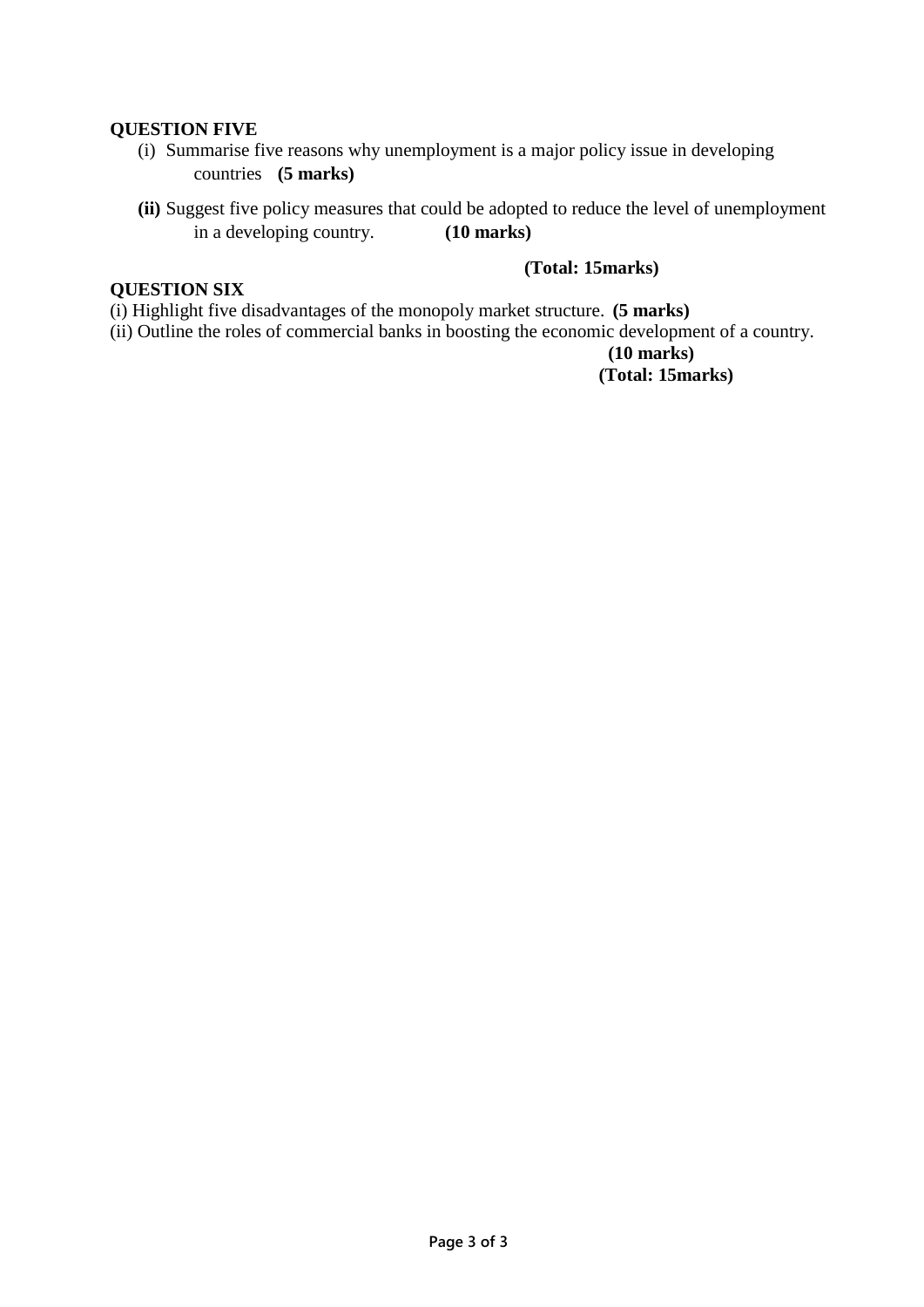**QUESTION FIVE**

(i) Summarise five reasons why unemployment is a major policy issue in developing countries **(5 marks)**

**(ii)** Suggest five policy measures that could be adopted to reduce the level of unemployment in a developing country. **(10 marks)**

**(Total: 15marks)**

**QUESTION SIX**

(i) Highlight five disadvantages of the monopoly market structure. **(5 marks)**

(ii) Outline the roles of commercial banks in boosting the economic development of a country. **(10 marks)**

**(Total: 15marks)**